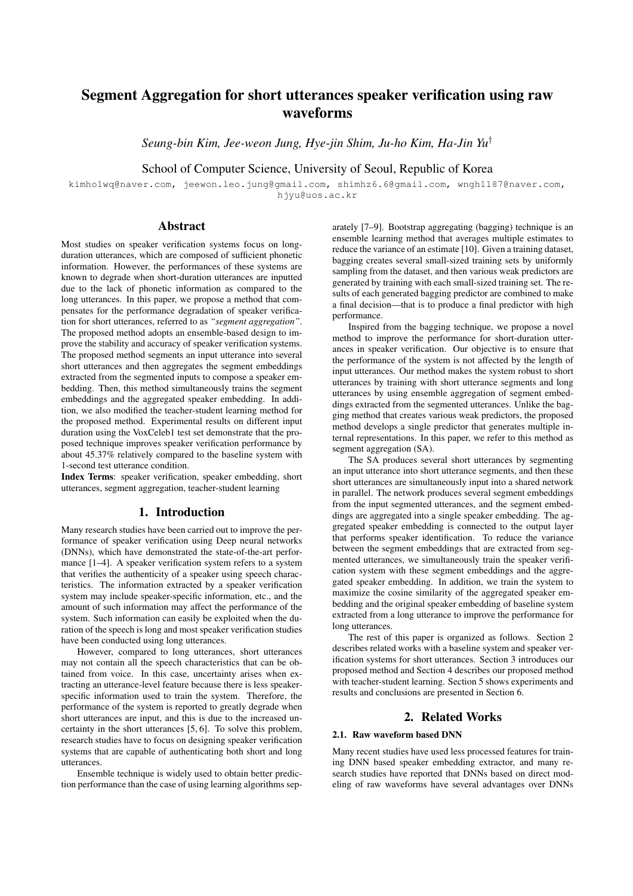# Segment Aggregation for short utterances speaker verification using raw waveforms

*Seung-bin Kim, Jee-weon Jung, Hye-jin Shim, Ju-ho Kim, Ha-Jin Yu*[†]

School of Computer Science, University of Seoul, Republic of Korea

kimho1wq@naver.com, jeewon.leo.jung@gmail.com, shimhz6.6@gmail.com, wngh1187@naver.com, hjyu@uos.ac.kr

## Abstract

Most studies on speaker verification systems focus on long-duration utterances, which are composed of sufficient phonetic information. However, the performances of these systems are known to degrade when short-duration utterances are inputted due to the lack of phonetic information as compared to the long utterances. In this paper, we propose a method that compensates for the performance degradation of speaker verification for short utterances, referred to as *"segment aggregation"*. The proposed method adopts an ensemble-based design to improve the stability and accuracy of speaker verification systems. The proposed method segments an input utterance into several short utterances and then aggregates the segment embeddings extracted from the segmented inputs to compose a speaker embedding. Then, this method simultaneously trains the segment embeddings and the aggregated speaker embedding. In addition, we also modified the teacher-student learning method for the proposed method. Experimental results on different input duration using the VoxCeleb1 test set demonstrate that the proposed technique improves speaker verification performance by about 45.37% relatively compared to the baseline system with 1-second test utterance condition.

**Index Terms**: speaker verification, speaker embedding, short utterances, segment aggregation, teacher-student learning

## 1. Introduction

Many research studies have been carried out to improve the performance of speaker verification using Deep neural networks (DNNs), which have demonstrated the state-of-the-art performance [1–4]. A speaker verification system refers to a system that verifies the authenticity of a speaker using speech characteristics. The information extracted by a speaker verification system may include speaker-specific information, etc., and the amount of such information may affect the performance of the system. Such information can easily be exploited when the duration of the speech is long and most speaker verification studies have been conducted using long utterances.

However, compared to long utterances, short utterances may not contain all the speech characteristics that can be obtained from voice. In this case, uncertainty arises when extracting an utterance-level feature because there is less speaker-specific information used to train the system. Therefore, the performance of the system is reported to greatly degrade when short utterances are input, and this is due to the increased uncertainty in the short utterances [5, 6]. To solve this problem, research studies have to focus on designing speaker verification systems that are capable of authenticating both short and long utterances.

Ensemble technique is widely used to obtain better prediction performance than the case of using learning algorithms separately [7–9]. Bootstrap aggregating (bagging) technique is an ensemble learning method that averages multiple estimates to reduce the variance of an estimate [10]. Given a training dataset, bagging creates several small-sized training sets by uniformly sampling from the dataset, and then various weak predictors are generated by training with each small-sized training set. The results of each generated bagging predictor are combined to make a final decision—that is to produce a final predictor with high performance.

Inspired from the bagging technique, we propose a novel method to improve the performance for short-duration utterances in speaker verification. Our objective is to ensure that the performance of the system is not affected by the length of input utterances. Our method makes the system robust to short utterances by training with short utterance segments and long utterances by using ensemble aggregation of segment embeddings extracted from the segmented utterances. Unlike the bagging method that creates various weak predictors, the proposed method develops a single predictor that generates multiple internal representations. In this paper, we refer to this method as segment aggregation (SA).

The SA produces several short utterances by segmenting an input utterance into short utterance segments, and then these short utterances are simultaneously input into a shared network in parallel. The network produces several segment embeddings from the input segmented utterances, and the segment embeddings are aggregated into a single speaker embedding. The aggregated speaker embedding is connected to the output layer that performs speaker identification. To reduce the variance between the segment embeddings that are extracted from segmented utterances, we simultaneously train the speaker verification system with these segment embeddings and the aggregated speaker embedding. In addition, we train the system to maximize the cosine similarity of the aggregated speaker embedding and the original speaker embedding of baseline system extracted from a long utterance to improve the performance for long utterances.

The rest of this paper is organized as follows. Section 2 describes related works with a baseline system and speaker verification systems for short utterances. Section 3 introduces our proposed method and Section 4 describes our proposed method with teacher-student learning. Section 5 shows experiments and results and conclusions are presented in Section 6.

## 2. Related Works

### 2.1. Raw waveform based DNN

Many recent studies have used less processed features for training DNN based speaker embedding extractor, and many research studies have reported that DNNs based on direct modeling of raw waveforms have several advantages over DNNs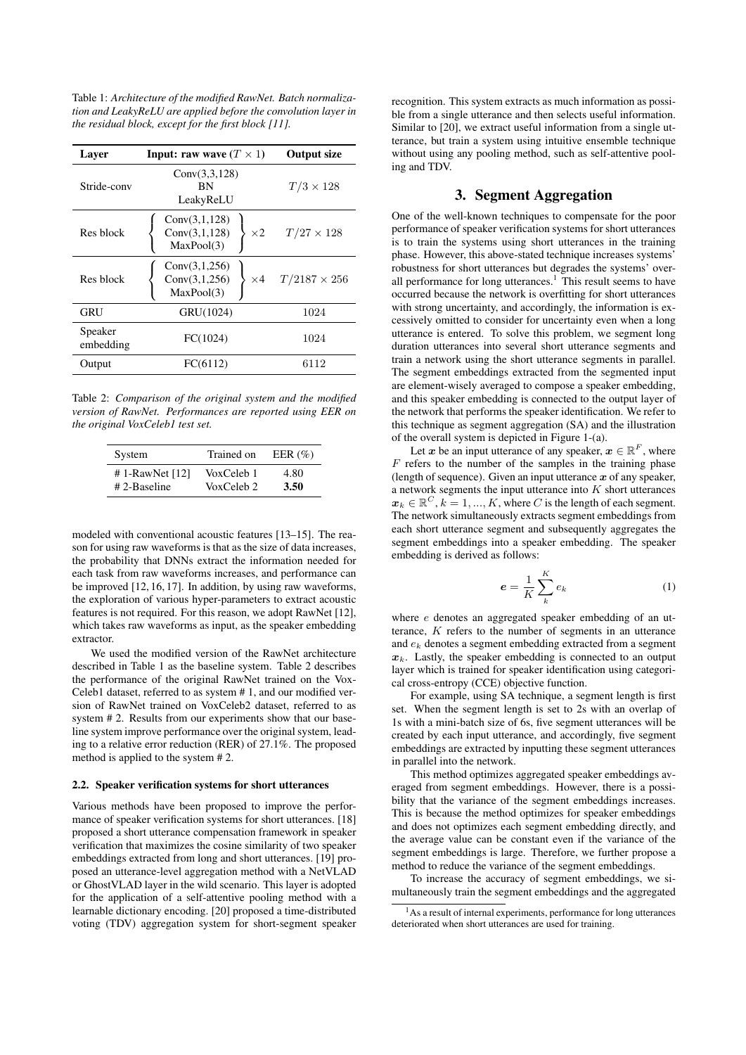Table 1: *Architecture of the modified RawNet. Batch normalization and LeakyReLU are applied before the convolution layer in the residual block, except for the first block [11].*

| Layer | Input: raw wave ($T \times 1$) | Output size |
|---|---|---|
| Stride-conv | Conv(3,3,128)<br>BN<br>LeakyReLU | $T/3 \times 128$ |
| Res block | $\left\{ \begin{array}{c} \text{Conv(3,1,128)} \\ \text{Conv(3,1,128)} \\ \text{MaxPool(3)} \end{array} \right\} \times 2$ | $T/27 \times 128$ |
| Res block | $\left\{ \begin{array}{c} \text{Conv(3,1,256)} \\ \text{Conv(3,1,256)} \\ \text{MaxPool(3)} \end{array} \right\} \times 4$ | $T/2187 \times 256$ |
| GRU | GRU(1024) | 1024 |
| Speaker embedding | FC(1024) | 1024 |
| Output | FC(6112) | 6112 |

Table 2: *Comparison of the original system and the modified version of RawNet. Performances are reported using EER on the original VoxCeleb1 test set.*

| System | Trained on | EER (%) |
|---|---|---|
| # 1-RawNet [12] | VoxCeleb 1 | 4.80 |
| # 2-Baseline | VoxCeleb 2 | **3.50** |

modeled with conventional acoustic features [13–15]. The reason for using raw waveforms is that as the size of data increases, the probability that DNNs extract the information needed for each task from raw waveforms increases, and performance can be improved [12, 16, 17]. In addition, by using raw waveforms, the exploration of various hyper-parameters to extract acoustic features is not required. For this reason, we adopt RawNet [12], which takes raw waveforms as input, as the speaker embedding extractor.

We used the modified version of the RawNet architecture described in Table 1 as the baseline system. Table 2 describes the performance of the original RawNet trained on the VoxCeleb1 dataset, referred to as system # 1, and our modified version of RawNet trained on VoxCeleb2 dataset, referred to as system # 2. Results from our experiments show that our baseline system improve performance over the original system, leading to a relative error reduction (RER) of 27.1%. The proposed method is applied to the system # 2.

### 2.2. Speaker verification systems for short utterances

Various methods have been proposed to improve the performance of speaker verification systems for short utterances. [18] proposed a short utterance compensation framework in speaker verification that maximizes the cosine similarity of two speaker embeddings extracted from long and short utterances. [19] proposed an utterance-level aggregation method with a NetVLAD or GhostVLAD layer in the wild scenario. This layer is adopted for the application of a self-attentive pooling method with a learnable dictionary encoding. [20] proposed a time-distributed voting (TDV) aggregation system for short-segment speaker recognition. This system extracts as much information as possible from a single utterance and then selects useful information. Similar to [20], we extract useful information from a single utterance, but train a system using intuitive ensemble technique without using any pooling method, such as self-attentive pooling and TDV.

## 3. Segment Aggregation

One of the well-known techniques to compensate for the poor performance of speaker verification systems for short utterances is to train the systems using short utterances in the training phase. However, this above-stated technique increases systems' robustness for short utterances but degrades the systems' overall performance for long utterances.[1] This result seems to have occurred because the network is overfitting for short utterances with strong uncertainty, and accordingly, the information is excessively omitted to consider for uncertainty even when a long utterance is entered. To solve this problem, we segment long duration utterances into several short utterance segments and train a network using the short utterance segments in parallel. The segment embeddings extracted from the segmented input are element-wisely averaged to compose a speaker embedding, and this speaker embedding is connected to the output layer of the network that performs the speaker identification. We refer to this technique as segment aggregation (SA) and the illustration of the overall system is depicted in Figure 1-(a).

Let $\boldsymbol{x}$ be an input utterance of any speaker, $\boldsymbol{x} \in \mathbb{R}^F$, where $F$ refers to the number of the samples in the training phase (length of sequence). Given an input utterance $\boldsymbol{x}$ of any speaker, a network segments the input utterance into $K$ short utterances $\boldsymbol{x}_k \in \mathbb{R}^C, k = 1, ..., K$, where $C$ is the length of each segment. The network simultaneously extracts segment embeddings from each short utterance segment and subsequently aggregates the segment embeddings into a speaker embedding. The speaker embedding is derived as follows:

$$\boldsymbol{e} = \frac{1}{K} \sum_{k}^{K} e_k \tag{1}$$

where $e$ denotes an aggregated speaker embedding of an utterance, $K$ refers to the number of segments in an utterance and $e_k$ denotes a segment embedding extracted from a segment $\boldsymbol{x}_k$. Lastly, the speaker embedding is connected to an output layer which is trained for speaker identification using categorical cross-entropy (CCE) objective function.

For example, using SA technique, a segment length is first set. When the segment length is set to 2s with an overlap of 1s with a mini-batch size of 6s, five segment utterances will be created by each input utterance, and accordingly, five segment embeddings are extracted by inputting these segment utterances in parallel into the network.

This method optimizes aggregated speaker embeddings averaged from segment embeddings. However, there is a possibility that the variance of the segment embeddings increases. This is because the method optimizes for speaker embeddings and does not optimizes each segment embedding directly, and the average value can be constant even if the variance of the segment embeddings is large. Therefore, we further propose a method to reduce the variance of the segment embeddings.

To increase the accuracy of segment embeddings, we simultaneously train the segment embeddings and the aggregated

[1] As a result of internal experiments, performance for long utterances deteriorated when short utterances are used for training.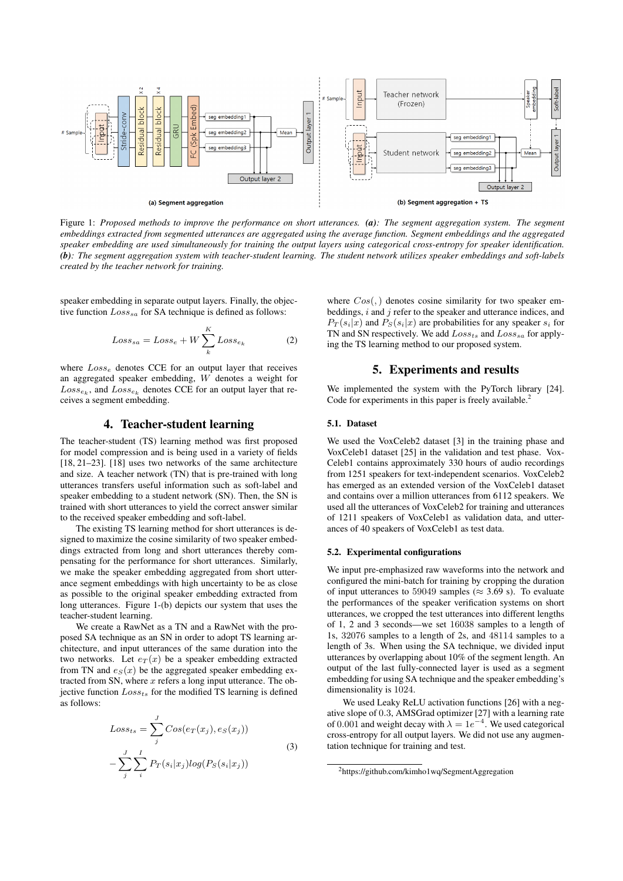Figure 1: *Proposed methods to improve the performance on short utterances.* ***(a)****: The segment aggregation system. The segment embeddings extracted from segmented utterances are aggregated using the average function. Segment embeddings and the aggregated speaker embedding are used simultaneously for training the output layers using categorical cross-entropy for speaker identification.* ***(b)****: The segment aggregation system with teacher-student learning. The student network utilizes speaker embeddings and soft-labels created by the teacher network for training.*

speaker embedding in separate output layers. Finally, the objective function $Loss_{sa}$ for SA technique is defined as follows:

$$Loss_{sa} = Loss_{e} + W \sum_{k}^{K} Loss_{e_k} \tag{2}$$

where $Loss_e$ denotes CCE for an output layer that receives an aggregated speaker embedding, $W$ denotes a weight for $Loss_{e_k}$, and $Loss_{e_k}$ denotes CCE for an output layer that receives a segment embedding.

## 4. Teacher-student learning

The teacher-student (TS) learning method was first proposed for model compression and is being used in a variety of fields [18, 21–23]. [18] uses two networks of the same architecture and size. A teacher network (TN) that is pre-trained with long utterances transfers useful information such as soft-label and speaker embedding to a student network (SN). Then, the SN is trained with short utterances to yield the correct answer similar to the received speaker embedding and soft-label.

The existing TS learning method for short utterances is designed to maximize the cosine similarity of two speaker embeddings extracted from long and short utterances thereby compensating for the performance for short utterances. Similarly, we make the speaker embedding aggregated from short utterance segment embeddings with high uncertainty to be as close as possible to the original speaker embedding extracted from long utterances. Figure 1-(b) depicts our system that uses the teacher-student learning.

We create a RawNet as a TN and a RawNet with the proposed SA technique as an SN in order to adopt TS learning architecture, and input utterances of the same duration into the two networks. Let $e_T(x)$ be a speaker embedding extracted from TN and $e_S(x)$ be the aggregated speaker embedding extracted from SN, where $x$ refers a long input utterance. The objective function $Loss_{ts}$ for the modified TS learning is defined as follows:

$$\begin{aligned} Loss_{ts} &= \sum_{j}^{J} Cos(e_T(x_j), e_S(x_j)) \\ &- \sum_{j}^{J} \sum_{i}^{I} P_T(s_i|x_j) log(P_S(s_i|x_j)) \end{aligned} \tag{3}$$

where $Cos(,)$ denotes cosine similarity for two speaker embeddings, $i$ and $j$ refer to the speaker and utterance indices, and $P_T(s_i|x)$ and $P_S(s_i|x)$ are probabilities for any speaker $s_i$ for TN and SN respectively. We add $Loss_{ts}$ and $Loss_{sa}$ for applying the TS learning method to our proposed system.

## 5. Experiments and results

We implemented the system with the PyTorch library [24]. Code for experiments in this paper is freely available.[2]

### 5.1. Dataset

We used the VoxCeleb2 dataset [3] in the training phase and VoxCeleb1 dataset [25] in the validation and test phase. VoxCeleb1 contains approximately 330 hours of audio recordings from 1251 speakers for text-independent scenarios. VoxCeleb2 has emerged as an extended version of the VoxCeleb1 dataset and contains over a million utterances from 6112 speakers. We used all the utterances of VoxCeleb2 for training and utterances of 1211 speakers of VoxCeleb1 as validation data, and utterances of 40 speakers of VoxCeleb1 as test data.

### 5.2. Experimental configurations

We input pre-emphasized raw waveforms into the network and configured the mini-batch for training by cropping the duration of input utterances to 59049 samples ($\approx$ 3.69 s). To evaluate the performances of the speaker verification systems on short utterances, we cropped the test utterances into different lengths of 1, 2 and 3 seconds—we set 16038 samples to a length of 1s, 32076 samples to a length of 2s, and 48114 samples to a length of 3s. When using the SA technique, we divided input utterances by overlapping about 10% of the segment length. An output of the last fully-connected layer is used as a segment embedding for using SA technique and the speaker embedding's dimensionality is 1024.

We used Leaky ReLU activation functions [26] with a negative slope of 0.3, AMSGrad optimizer [27] with a learning rate of 0.001 and weight decay with $\lambda = 1e^{-4}$. We used categorical cross-entropy for all output layers. We did not use any augmentation technique for training and test.

[2] https://github.com/kimho1wq/SegmentAggregation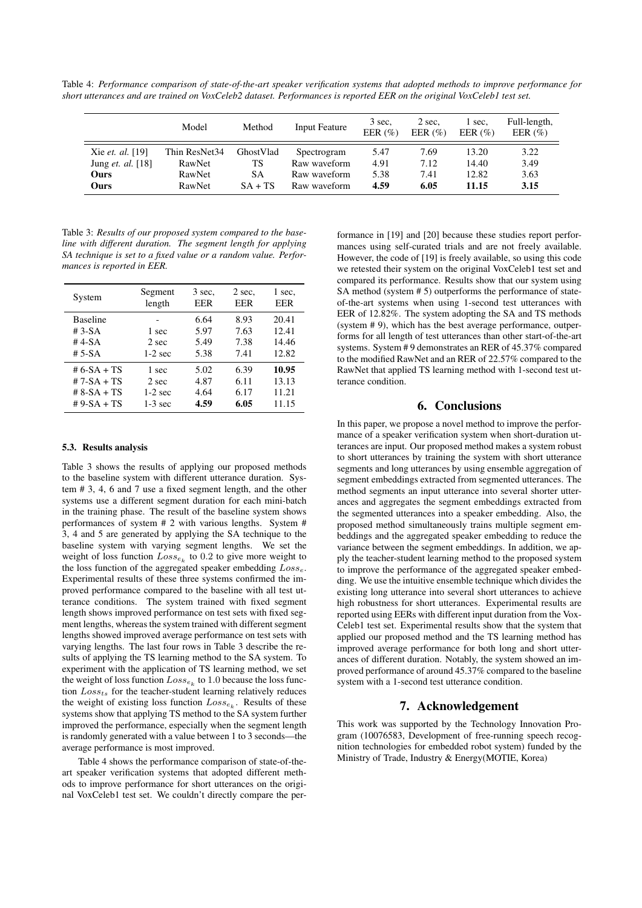Table 4: *Performance comparison of state-of-the-art speaker verification systems that adopted methods to improve performance for short utterances and are trained on VoxCeleb2 dataset. Performances is reported EER on the original VoxCeleb1 test set.*

| | Model | Method | Input Feature | 3 sec, EER (%) | 2 sec, EER (%) | 1 sec, EER (%) | Full-length, EER (%) |
|---|---|---|---|---|---|---|---|
| Xie *et. al.* [19] | Thin ResNet34 | GhostVlad | Spectrogram | 5.47 | 7.69 | 13.20 | 3.22 |
| Jung *et. al.* [18] | RawNet | TS | Raw waveform | 4.91 | 7.12 | 14.40 | 3.49 |
| **Ours** | RawNet | SA | Raw waveform | 5.38 | 7.41 | 12.82 | 3.63 |
| **Ours** | RawNet | SA + TS | Raw waveform | **4.59** | **6.05** | **11.15** | **3.15** |

Table 3: *Results of our proposed system compared to the baseline with different duration. The segment length for applying SA technique is set to a fixed value or a random value. Performances is reported in EER.*

| System | Segment length | 3 sec, EER | 2 sec, EER | 1 sec, EER |
|---|---|---|---|---|
| Baseline | - | 6.64 | 8.93 | 20.41 |
| # 3-SA | 1 sec | 5.97 | 7.63 | 12.41 |
| # 4-SA | 2 sec | 5.49 | 7.38 | 14.46 |
| # 5-SA | 1-2 sec | 5.38 | 7.41 | 12.82 |
| # 6-SA + TS | 1 sec | 5.02 | 6.39 | **10.95** |
| # 7-SA + TS | 2 sec | 4.87 | 6.11 | 13.13 |
| # 8-SA + TS | 1-2 sec | 4.64 | 6.17 | 11.21 |
| # 9-SA + TS | 1-3 sec | **4.59** | **6.05** | 11.15 |

### 5.3. Results analysis

Table 3 shows the results of applying our proposed methods to the baseline system with different utterance duration. System # 3, 4, 6 and 7 use a fixed segment length, and the other systems use a different segment duration for each mini-batch in the training phase. The result of the baseline system shows performances of system # 2 with various lengths. System # 3, 4 and 5 are generated by applying the SA technique to the baseline system with varying segment lengths. We set the weight of loss function $Loss_{e_k}$ to 0.2 to give more weight to the loss function of the aggregated speaker embedding $Loss_e$. Experimental results of these three systems confirmed the improved performance compared to the baseline with all test utterance conditions. The system trained with fixed segment length shows improved performance on test sets with fixed segment lengths, whereas the system trained with different segment lengths showed improved average performance on test sets with varying lengths. The last four rows in Table 3 describe the results of applying the TS learning method to the SA system. To experiment with the application of TS learning method, we set the weight of loss function $Loss_{e_k}$ to 1.0 because the loss function $Loss_{ts}$ for the teacher-student learning relatively reduces the weight of existing loss function $Loss_{e_k}$. Results of these systems show that applying TS method to the SA system further improved the performance, especially when the segment length is randomly generated with a value between 1 to 3 seconds—the average performance is most improved.

Table 4 shows the performance comparison of state-of-the-art speaker verification systems that adopted different methods to improve performance for short utterances on the original VoxCeleb1 test set. We couldn't directly compare the performance in [19] and [20] because these studies report performances using self-curated trials and are not freely available. However, the code of [19] is freely available, so using this code we retested their system on the original VoxCeleb1 test set and compared its performance. Results show that our system using SA method (system # 5) outperforms the performance of state-of-the-art systems when using 1-second test utterances with EER of 12.82%. The system adopting the SA and TS methods (system # 9), which has the best average performance, outperforms for all length of test utterances than other start-of-the-art systems. System # 9 demonstrates an RER of 45.37% compared to the modified RawNet and an RER of 22.57% compared to the RawNet that applied TS learning method with 1-second test utterance condition.

## 6. Conclusions

In this paper, we propose a novel method to improve the performance of a speaker verification system when short-duration utterances are input. Our proposed method makes a system robust to short utterances by training the system with short utterance segments and long utterances by using ensemble aggregation of segment embeddings extracted from segmented utterances. The method segments an input utterance into several shorter utterances and aggregates the segment embeddings extracted from the segmented utterances into a speaker embedding. Also, the proposed method simultaneously trains multiple segment embeddings and the aggregated speaker embedding to reduce the variance between the segment embeddings. In addition, we apply the teacher-student learning method to the proposed system to improve the performance of the aggregated speaker embedding. We use the intuitive ensemble technique which divides the existing long utterance into several short utterances to achieve high robustness for short utterances. Experimental results are reported using EERs with different input duration from the VoxCeleb1 test set. Experimental results show that the system that applied our proposed method and the TS learning method has improved average performance for both long and short utterances of different duration. Notably, the system showed an improved performance of around 45.37% compared to the baseline system with a 1-second test utterance condition.

## 7. Acknowledgement

This work was supported by the Technology Innovation Program (10076583, Development of free-running speech recognition technologies for embedded robot system) funded by the Ministry of Trade, Industry & Energy(MOTIE, Korea)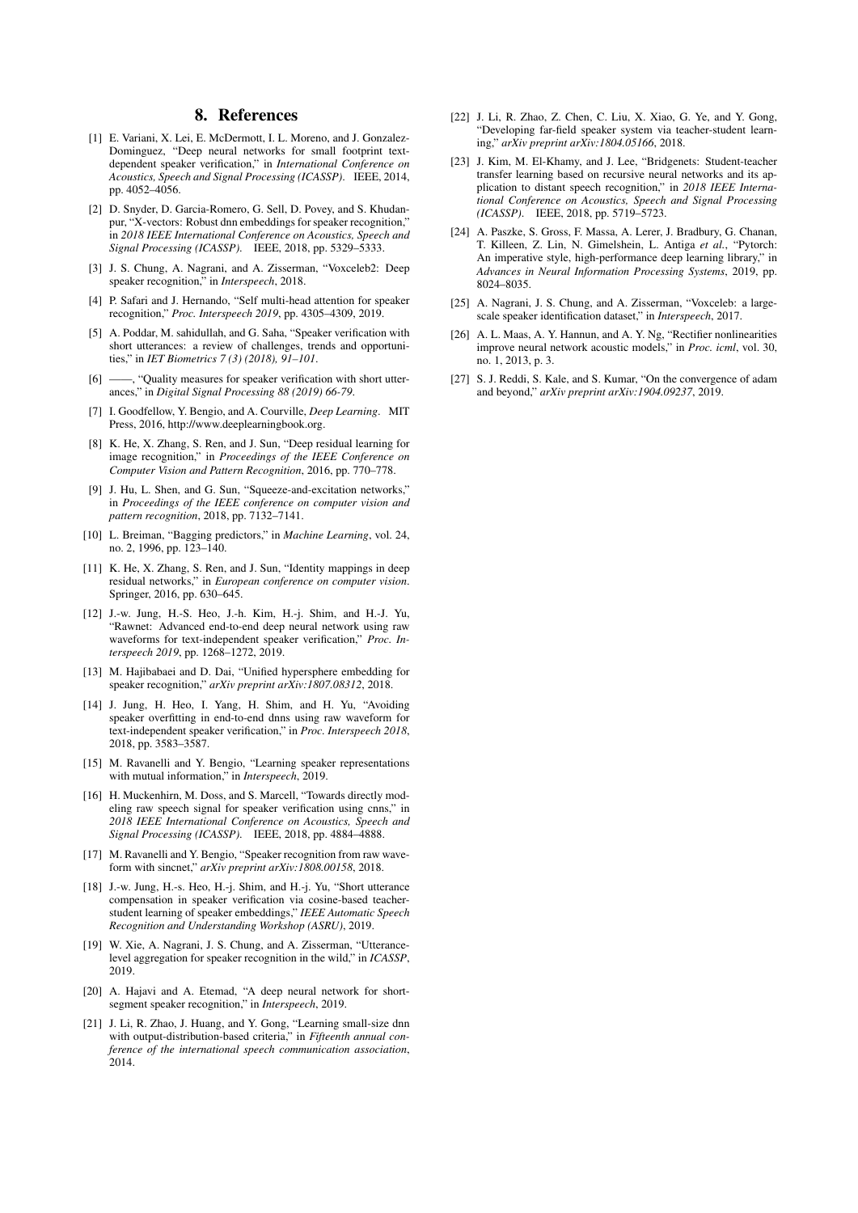## 8. References

[1] E. Variani, X. Lei, E. McDermott, I. L. Moreno, and J. Gonzalez-Dominguez, "Deep neural networks for small footprint text-dependent speaker verification," in *International Conference on Acoustics, Speech and Signal Processing (ICASSP)*. IEEE, 2014, pp. 4052–4056.

[2] D. Snyder, D. Garcia-Romero, G. Sell, D. Povey, and S. Khudanpur, "X-vectors: Robust dnn embeddings for speaker recognition," in *2018 IEEE International Conference on Acoustics, Speech and Signal Processing (ICASSP)*. IEEE, 2018, pp. 5329–5333.

[3] J. S. Chung, A. Nagrani, and A. Zisserman, "Voxceleb2: Deep speaker recognition," in *Interspeech*, 2018.

[4] P. Safari and J. Hernando, "Self multi-head attention for speaker recognition," *Proc. Interspeech 2019*, pp. 4305–4309, 2019.

[5] A. Poddar, M. sahidullah, and G. Saha, "Speaker verification with short utterances: a review of challenges, trends and opportunities," in *IET Biometrics 7 (3) (2018), 91–101*.

[6] ——, "Quality measures for speaker verification with short utterances," in *Digital Signal Processing 88 (2019) 66-79*.

[7] I. Goodfellow, Y. Bengio, and A. Courville, *Deep Learning*. MIT Press, 2016, http://www.deeplearningbook.org.

[8] K. He, X. Zhang, S. Ren, and J. Sun, "Deep residual learning for image recognition," in *Proceedings of the IEEE Conference on Computer Vision and Pattern Recognition*, 2016, pp. 770–778.

[9] J. Hu, L. Shen, and G. Sun, "Squeeze-and-excitation networks," in *Proceedings of the IEEE conference on computer vision and pattern recognition*, 2018, pp. 7132–7141.

[10] L. Breiman, "Bagging predictors," in *Machine Learning*, vol. 24, no. 2, 1996, pp. 123–140.

[11] K. He, X. Zhang, S. Ren, and J. Sun, "Identity mappings in deep residual networks," in *European conference on computer vision*. Springer, 2016, pp. 630–645.

[12] J.-w. Jung, H.-S. Heo, J.-h. Kim, H.-j. Shim, and H.-J. Yu, "Rawnet: Advanced end-to-end deep neural network using raw waveforms for text-independent speaker verification," *Proc. Interspeech 2019*, pp. 1268–1272, 2019.

[13] M. Hajibabaei and D. Dai, "Unified hypersphere embedding for speaker recognition," *arXiv preprint arXiv:1807.08312*, 2018.

[14] J. Jung, H. Heo, I. Yang, H. Shim, and H. Yu, "Avoiding speaker overfitting in end-to-end dnns using raw waveform for text-independent speaker verification," in *Proc. Interspeech 2018*, 2018, pp. 3583–3587.

[15] M. Ravanelli and Y. Bengio, "Learning speaker representations with mutual information," in *Interspeech*, 2019.

[16] H. Muckenhirn, M. Doss, and S. Marcell, "Towards directly modeling raw speech signal for speaker verification using cnns," in *2018 IEEE International Conference on Acoustics, Speech and Signal Processing (ICASSP)*. IEEE, 2018, pp. 4884–4888.

[17] M. Ravanelli and Y. Bengio, "Speaker recognition from raw waveform with sincnet," *arXiv preprint arXiv:1808.00158*, 2018.

[18] J.-w. Jung, H.-s. Heo, H.-j. Shim, and H.-j. Yu, "Short utterance compensation in speaker verification via cosine-based teacher-student learning of speaker embeddings," *IEEE Automatic Speech Recognition and Understanding Workshop (ASRU)*, 2019.

[19] W. Xie, A. Nagrani, J. S. Chung, and A. Zisserman, "Utterance-level aggregation for speaker recognition in the wild," in *ICASSP*, 2019.

[20] A. Hajavi and A. Etemad, "A deep neural network for short-segment speaker recognition," in *Interspeech*, 2019.

[21] J. Li, R. Zhao, J. Huang, and Y. Gong, "Learning small-size dnn with output-distribution-based criteria," in *Fifteenth annual conference of the international speech communication association*, 2014.

[22] J. Li, R. Zhao, Z. Chen, C. Liu, X. Xiao, G. Ye, and Y. Gong, "Developing far-field speaker system via teacher-student learning," *arXiv preprint arXiv:1804.05166*, 2018.

[23] J. Kim, M. El-Khamy, and J. Lee, "Bridgenets: Student-teacher transfer learning based on recursive neural networks and its application to distant speech recognition," in *2018 IEEE International Conference on Acoustics, Speech and Signal Processing (ICASSP)*. IEEE, 2018, pp. 5719–5723.

[24] A. Paszke, S. Gross, F. Massa, A. Lerer, J. Bradbury, G. Chanan, T. Killeen, Z. Lin, N. Gimelshein, L. Antiga *et al.*, "Pytorch: An imperative style, high-performance deep learning library," in *Advances in Neural Information Processing Systems*, 2019, pp. 8024–8035.

[25] A. Nagrani, J. S. Chung, and A. Zisserman, "Voxceleb: a large-scale speaker identification dataset," in *Interspeech*, 2017.

[26] A. L. Maas, A. Y. Hannun, and A. Y. Ng, "Rectifier nonlinearities improve neural network acoustic models," in *Proc. icml*, vol. 30, no. 1, 2013, p. 3.

[27] S. J. Reddi, S. Kale, and S. Kumar, "On the convergence of adam and beyond," *arXiv preprint arXiv:1904.09237*, 2019.